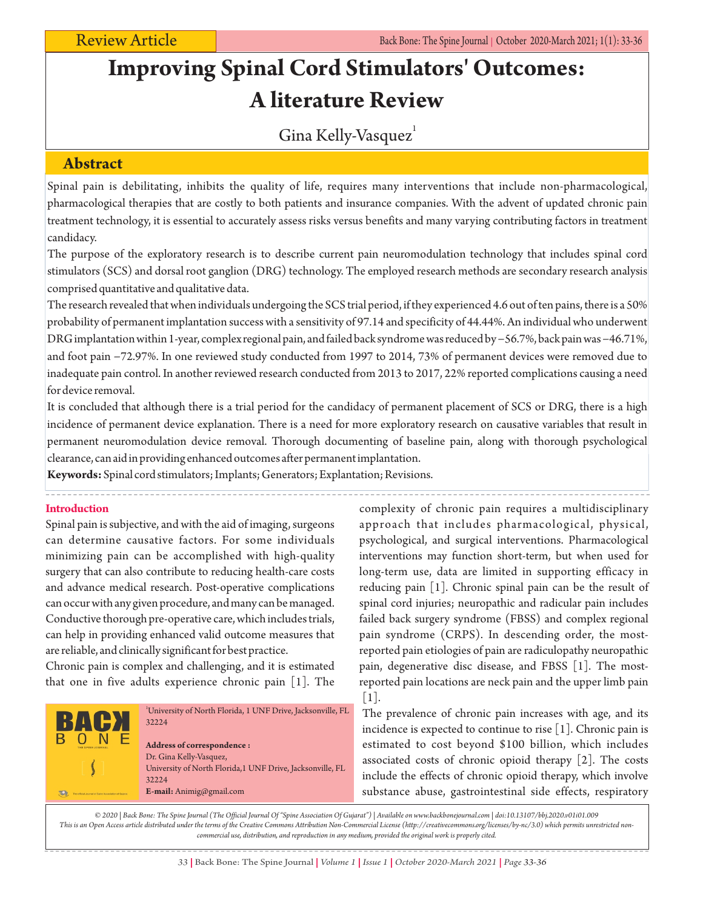Review Article

# Improving Spinal Cord Stimulators' Outcomes: A literature Review

Gina Kelly-Vasquez[1]

## Abstract

Spinal pain is debilitating, inhibits the quality of life, requires many interventions that include non-pharmacological, pharmacological therapies that are costly to both patients and insurance companies. With the advent of updated chronic pain treatment technology, it is essential to accurately assess risks versus benefits and many varying contributing factors in treatment candidacy.

The purpose of the exploratory research is to describe current pain neuromodulation technology that includes spinal cord stimulators (SCS) and dorsal root ganglion (DRG) technology. The employed research methods are secondary research analysis comprised quantitative and qualitative data.

The research revealed that when individuals undergoing the SCS trial period, if they experienced 4.6 out of ten pains, there is a 50% probability of permanent implantation success with a sensitivity of 97.14 and specificity of 44.44%. An individual who underwent DRG implantation within 1-year, complex regional pain, and failed back syndrome was reduced by −56.7%, back pain was −46.71%, and foot pain −72.97%. In one reviewed study conducted from 1997 to 2014, 73% of permanent devices were removed due to inadequate pain control. In another reviewed research conducted from 2013 to 2017, 22% reported complications causing a need for device removal.

It is concluded that although there is a trial period for the candidacy of permanent placement of SCS or DRG, there is a high incidence of permanent device explanation. There is a need for more exploratory research on causative variables that result in permanent neuromodulation device removal. Thorough documenting of baseline pain, along with thorough psychological clearance, can aid in providing enhanced outcomes after permanent implantation.

**Keywords:** Spinal cord stimulators; Implants; Generators; Explantation; Revisions.

## Introduction

Spinal pain is subjective, and with the aid of imaging, surgeons can determine causative factors. For some individuals minimizing pain can be accomplished with high-quality surgery that can also contribute to reducing health-care costs and advance medical research. Post-operative complications can occur with any given procedure, and many can be managed. Conductive thorough pre-operative care, which includes trials, can help in providing enhanced valid outcome measures that are reliable, and clinically significant for best practice.

Chronic pain is complex and challenging, and it is estimated that one in five adults experience chronic pain [1]. The complexity of chronic pain requires a multidisciplinary approach that includes pharmacological, physical, psychological, and surgical interventions. Pharmacological interventions may function short-term, but when used for long-term use, data are limited in supporting efficacy in reducing pain [1]. Chronic spinal pain can be the result of spinal cord injuries; neuropathic and radicular pain includes failed back surgery syndrome (FBSS) and complex regional pain syndrome (CRPS). In descending order, the most-reported pain etiologies of pain are radiculopathy neuropathic pain, degenerative disc disease, and FBSS [1]. The most-reported pain locations are neck pain and the upper limb pain [1].

The prevalence of chronic pain increases with age, and its incidence is expected to continue to rise [1]. Chronic pain is estimated to cost beyond $100 billion, which includes associated costs of chronic opioid therapy [2]. The costs include the effects of chronic opioid therapy, which involve substance abuse, gastrointestinal side effects, respiratory

[1]University of North Florida, 1 UNF Drive, Jacksonville, FL 32224

**Address of correspondence :**
Dr. Gina Kelly-Vasquez,
University of North Florida,1 UNF Drive, Jacksonville, FL 32224
**E-mail:** Animig@gmail.com

© 2020 | Back Bone: The Spine Journal (The Official Journal Of "Spine Association Of Gujarat") | Available on www.backbonejournal.com | doi:10.13107/bbj.2020.v01i01.009
This is an Open Access article distributed under the terms of the Creative Commons Attribution Non-Commercial License (http://creativecommons.org/licenses/by-nc/3.0) which permits unrestricted non-commercial use, distribution, and reproduction in any medium, provided the original work is properly cited.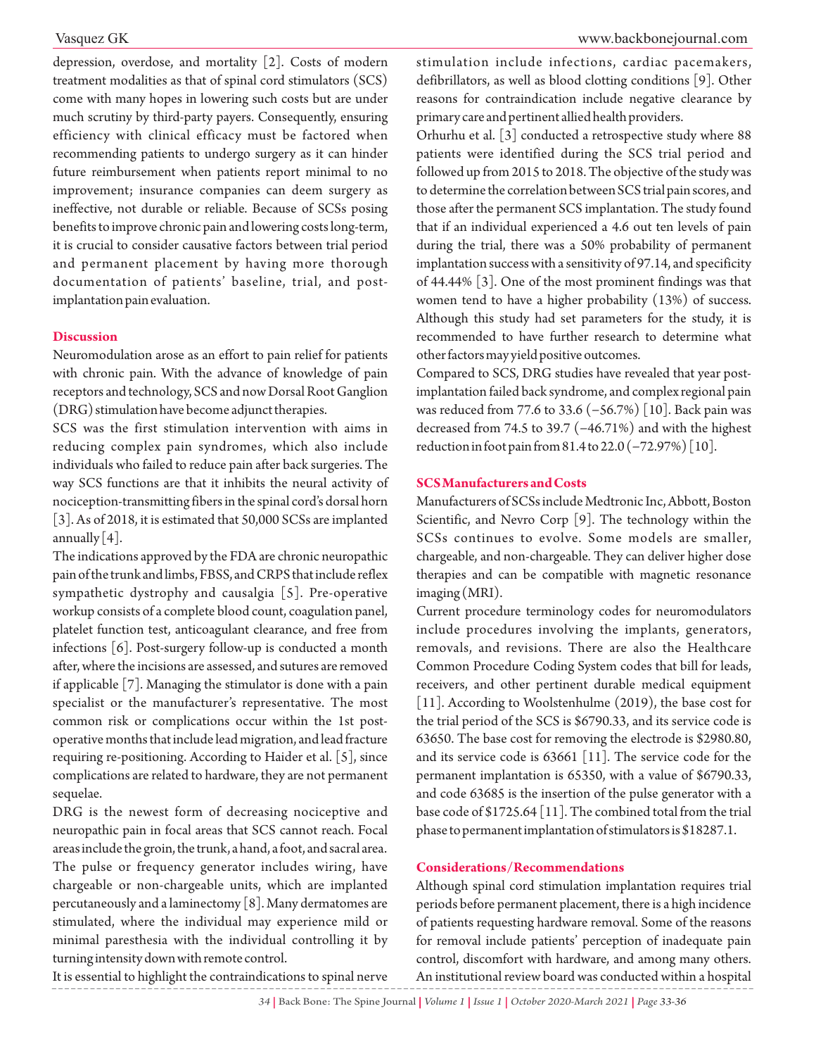depression, overdose, and mortality [2]. Costs of modern treatment modalities as that of spinal cord stimulators (SCS) come with many hopes in lowering such costs but are under much scrutiny by third-party payers. Consequently, ensuring efficiency with clinical efficacy must be factored when recommending patients to undergo surgery as it can hinder future reimbursement when patients report minimal to no improvement; insurance companies can deem surgery as ineffective, not durable or reliable. Because of SCSs posing benefits to improve chronic pain and lowering costs long-term, it is crucial to consider causative factors between trial period and permanent placement by having more thorough documentation of patients' baseline, trial, and post-implantation pain evaluation.

## Discussion

Neuromodulation arose as an effort to pain relief for patients with chronic pain. With the advance of knowledge of pain receptors and technology, SCS and now Dorsal Root Ganglion (DRG) stimulation have become adjunct therapies.

SCS was the first stimulation intervention with aims in reducing complex pain syndromes, which also include individuals who failed to reduce pain after back surgeries. The way SCS functions are that it inhibits the neural activity of nociception-transmitting fibers in the spinal cord's dorsal horn [3]. As of 2018, it is estimated that 50,000 SCSs are implanted annually [4].

The indications approved by the FDA are chronic neuropathic pain of the trunk and limbs, FBSS, and CRPS that include reflex sympathetic dystrophy and causalgia [5]. Pre-operative workup consists of a complete blood count, coagulation panel, platelet function test, anticoagulant clearance, and free from infections [6]. Post-surgery follow-up is conducted a month after, where the incisions are assessed, and sutures are removed if applicable [7]. Managing the stimulator is done with a pain specialist or the manufacturer's representative. The most common risk or complications occur within the 1st post-operative months that include lead migration, and lead fracture requiring re-positioning. According to Haider et al. [5], since complications are related to hardware, they are not permanent sequelae.

DRG is the newest form of decreasing nociceptive and neuropathic pain in focal areas that SCS cannot reach. Focal areas include the groin, the trunk, a hand, a foot, and sacral area. The pulse or frequency generator includes wiring, have chargeable or non-chargeable units, which are implanted percutaneously and a laminectomy [8]. Many dermatomes are stimulated, where the individual may experience mild or minimal paresthesia with the individual controlling it by turning intensity down with remote control.

It is essential to highlight the contraindications to spinal nerve stimulation include infections, cardiac pacemakers, defibrillators, as well as blood clotting conditions [9]. Other reasons for contraindication include negative clearance by primary care and pertinent allied health providers.

Orhurhu et al. [3] conducted a retrospective study where 88 patients were identified during the SCS trial period and followed up from 2015 to 2018. The objective of the study was to determine the correlation between SCS trial pain scores, and those after the permanent SCS implantation. The study found that if an individual experienced a 4.6 out ten levels of pain during the trial, there was a 50% probability of permanent implantation success with a sensitivity of 97.14, and specificity of 44.44% [3]. One of the most prominent findings was that women tend to have a higher probability (13%) of success. Although this study had set parameters for the study, it is recommended to have further research to determine what other factors may yield positive outcomes.

Compared to SCS, DRG studies have revealed that year post-implantation failed back syndrome, and complex regional pain was reduced from 77.6 to 33.6 (−56.7%) [10]. Back pain was decreased from 74.5 to 39.7 (−46.71%) and with the highest reduction in foot pain from 81.4 to 22.0 (−72.97%) [10].

## SCS Manufacturers and Costs

Manufacturers of SCSs include Medtronic Inc, Abbott, Boston Scientific, and Nevro Corp [9]. The technology within the SCSs continues to evolve. Some models are smaller, chargeable, and non-chargeable. They can deliver higher dose therapies and can be compatible with magnetic resonance imaging (MRI).

Current procedure terminology codes for neuromodulators include procedures involving the implants, generators, removals, and revisions. There are also the Healthcare Common Procedure Coding System codes that bill for leads, receivers, and other pertinent durable medical equipment [11]. According to Woolstenhulme (2019), the base cost for the trial period of the SCS is $6790.33, and its service code is 63650. The base cost for removing the electrode is $2980.80, and its service code is 63661 [11]. The service code for the permanent implantation is 65350, with a value of $6790.33, and code 63685 is the insertion of the pulse generator with a base code of $1725.64 [11]. The combined total from the trial phase to permanent implantation of stimulators is $18287.1.

## Considerations/Recommendations

Although spinal cord stimulation implantation requires trial periods before permanent placement, there is a high incidence of patients requesting hardware removal. Some of the reasons for removal include patients' perception of inadequate pain control, discomfort with hardware, and among many others. An institutional review board was conducted within a hospital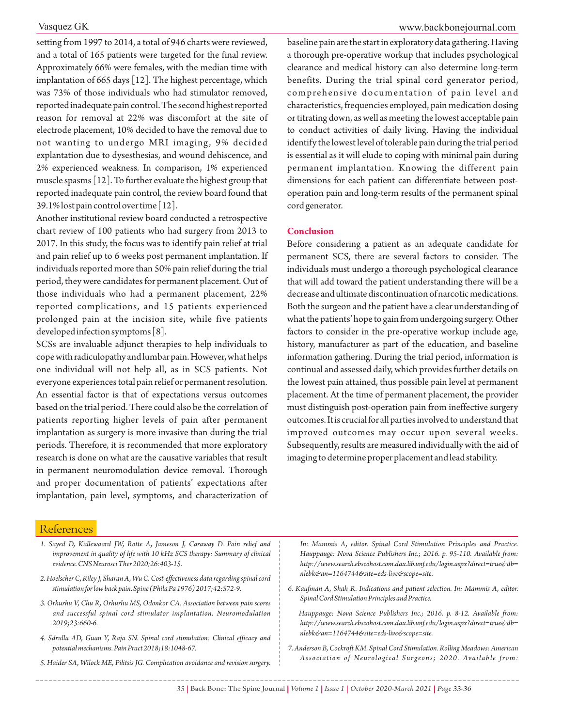setting from 1997 to 2014, a total of 946 charts were reviewed, and a total of 165 patients were targeted for the final review. Approximately 66% were females, with the median time with implantation of 665 days [12]. The highest percentage, which was 73% of those individuals who had stimulator removed, reported inadequate pain control. The second highest reported reason for removal at 22% was discomfort at the site of electrode placement, 10% decided to have the removal due to not wanting to undergo MRI imaging, 9% decided explantation due to dysesthesias, and wound dehiscence, and 2% experienced weakness. In comparison, 1% experienced muscle spasms [12]. To further evaluate the highest group that reported inadequate pain control, the review board found that 39.1% lost pain control over time [12].

Another institutional review board conducted a retrospective chart review of 100 patients who had surgery from 2013 to 2017. In this study, the focus was to identify pain relief at trial and pain relief up to 6 weeks post permanent implantation. If individuals reported more than 50% pain relief during the trial period, they were candidates for permanent placement. Out of those individuals who had a permanent placement, 22% reported complications, and 15 patients experienced prolonged pain at the incision site, while five patients developed infection symptoms [8].

SCSs are invaluable adjunct therapies to help individuals to cope with radiculopathy and lumbar pain. However, what helps one individual will not help all, as in SCS patients. Not everyone experiences total pain relief or permanent resolution. An essential factor is that of expectations versus outcomes based on the trial period. There could also be the correlation of patients reporting higher levels of pain after permanent implantation as surgery is more invasive than during the trial periods. Therefore, it is recommended that more exploratory research is done on what are the causative variables that result in permanent neuromodulation device removal. Thorough and proper documentation of patients' expectations after implantation, pain level, symptoms, and characterization of baseline pain are the start in exploratory data gathering. Having a thorough pre-operative workup that includes psychological clearance and medical history can also determine long-term benefits. During the trial spinal cord generator period, comprehensive documentation of pain level and characteristics, frequencies employed, pain medication dosing or titrating down, as well as meeting the lowest acceptable pain to conduct activities of daily living. Having the individual identify the lowest level of tolerable pain during the trial period is essential as it will elude to coping with minimal pain during permanent implantation. Knowing the different pain dimensions for each patient can differentiate between post-operation pain and long-term results of the permanent spinal cord generator.

## Conclusion

Before considering a patient as an adequate candidate for permanent SCS, there are several factors to consider. The individuals must undergo a thorough psychological clearance that will add toward the patient understanding there will be a decrease and ultimate discontinuation of narcotic medications. Both the surgeon and the patient have a clear understanding of what the patients' hope to gain from undergoing surgery. Other factors to consider in the pre-operative workup include age, history, manufacturer as part of the education, and baseline information gathering. During the trial period, information is continual and assessed daily, which provides further details on the lowest pain attained, thus possible pain level at permanent placement. At the time of permanent placement, the provider must distinguish post-operation pain from ineffective surgery outcomes. It is crucial for all parties involved to understand that improved outcomes may occur upon several weeks. Subsequently, results are measured individually with the aid of imaging to determine proper placement and lead stability.

## References

1. *Sayed D, Kallewaard JW, Rotte A, Jameson J, Caraway D. Pain relief and improvement in quality of life with 10 kHz SCS therapy: Summary of clinical evidence. CNS Neurosci Ther 2020;26:403-15.*
2. *Hoelscher C, Riley J, Sharan A, Wu C. Cost-effectiveness data regarding spinal cord stimulation for low back pain. Spine (Phila Pa 1976) 2017;42:S72-9.*
3. *Orhurhu V, Chu R, Orhurhu MS, Odonkor CA. Association between pain scores and successful spinal cord stimulator implantation. Neuromodulation 2019;23:660-6.*
4. *Sdrulla AD, Guan Y, Raja SN. Spinal cord stimulation: Clinical efficacy and potential mechanisms. Pain Pract 2018;18:1048-67.*
5. *Haider SA, Wilock ME, Pilitsis JG. Complication avoidance and revision surgery. In: Mammis A, editor. Spinal Cord Stimulation Principles and Practice. Hauppauge: Nova Science Publishers Inc.; 2016. p. 95-110. Available from: http://www.search.ebscohost.com.dax.lib.unf.edu/login.aspx?direct=true&db=nlebk&an=1164744&site=eds-live&scope=site.*
6. *Kaufman A, Shah R. Indications and patient selection. In: Mammis A, editor. Spinal Cord Stimulation Principles and Practice. Hauppauge: Nova Science Publishers Inc.; 2016. p. 8-12. Available from: http://www.search.ebscohost.com.dax.lib.unf.edu/login.aspx?direct=true&db=nlebk&an=1164744&site=eds-live&scope=site.*
7. *Anderson B, Cockroft KM. Spinal Cord Stimulation. Rolling Meadows: American Association of Neurological Surgeons; 2020. Available from:*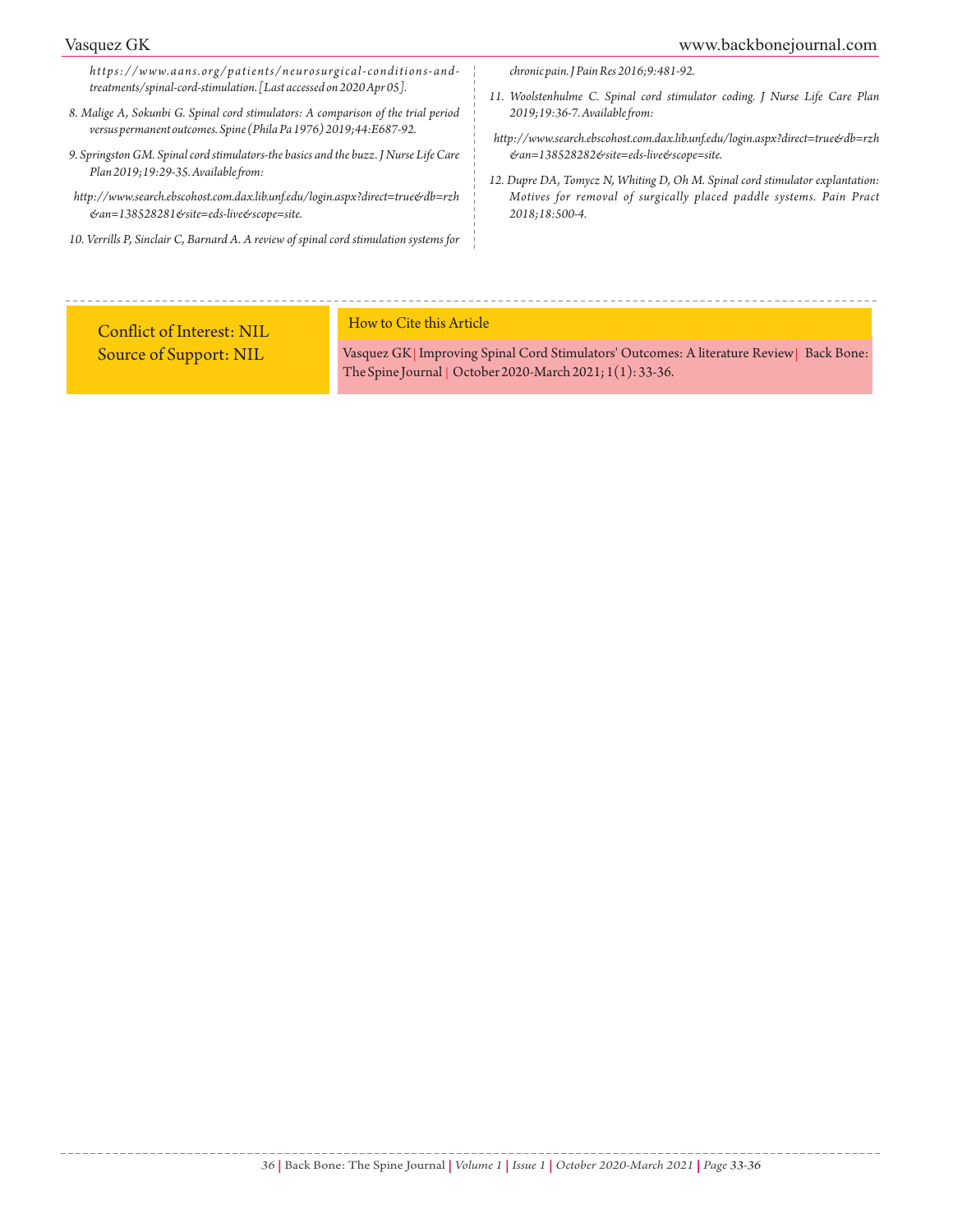https://www.aans.org/patients/neurosurgical-conditions-and-treatments/spinal-cord-stimulation. [Last accessed on 2020 Apr 05].

8. Malige A, Sokunbi G. Spinal cord stimulators: A comparison of the trial period versus permanent outcomes. Spine (Phila Pa 1976) 2019;44:E687-92.

9. Springston GM. Spinal cord stimulators-the basics and the buzz. J Nurse Life Care Plan 2019;19:29-35. Available from: http://www.search.ebscohost.com.dax.lib.unf.edu/login.aspx?direct=true&db=rzh&an=138528281&site=eds-live&scope=site.

10. Verrills P, Sinclair C, Barnard A. A review of spinal cord stimulation systems for chronic pain. J Pain Res 2016;9:481-92.

11. Woolstenhulme C. Spinal cord stimulator coding. J Nurse Life Care Plan 2019;19:36-7. Available from: http://www.search.ebscohost.com.dax.lib.unf.edu/login.aspx?direct=true&db=rzh&an=138528282&site=eds-live&scope=site.

12. Dupre DA, Tomycz N, Whiting D, Oh M. Spinal cord stimulator explantation: Motives for removal of surgically placed paddle systems. Pain Pract 2018;18:500-4.

Conflict of Interest: NIL
Source of Support: NIL

**How to Cite this Article**

Vasquez GK | Improving Spinal Cord Stimulators' Outcomes: A literature Review | Back Bone: The Spine Journal | October 2020-March 2021; 1(1): 33-36.